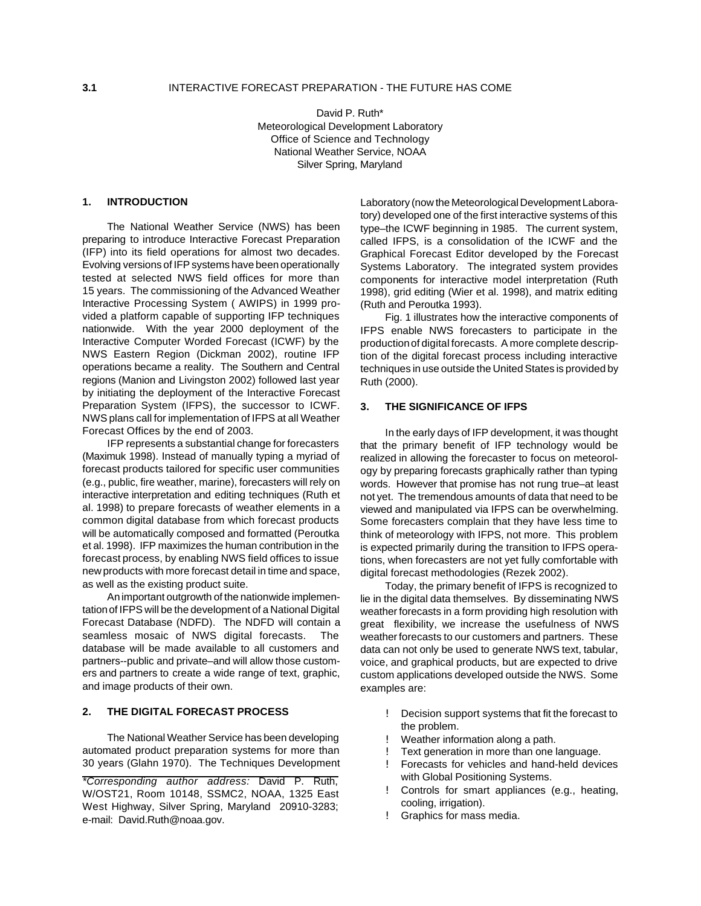**3.1** INTERACTIVE FORECAST PREPARATION - THE FUTURE HAS COME

David P. Ruth*
Meteorological Development Laboratory
Office of Science and Technology
National Weather Service, NOAA
Silver Spring, Maryland

## 1. INTRODUCTION

The National Weather Service (NWS) has been preparing to introduce Interactive Forecast Preparation (IFP) into its field operations for almost two decades. Evolving versions of IFP systems have been operationally tested at selected NWS field offices for more than 15 years. The commissioning of the Advanced Weather Interactive Processing System ( AWIPS) in 1999 provided a platform capable of supporting IFP techniques nationwide. With the year 2000 deployment of the Interactive Computer Worded Forecast (ICWF) by the NWS Eastern Region (Dickman 2002), routine IFP operations became a reality. The Southern and Central regions (Manion and Livingston 2002) followed last year by initiating the deployment of the Interactive Forecast Preparation System (IFPS), the successor to ICWF. NWS plans call for implementation of IFPS at all Weather Forecast Offices by the end of 2003.

IFP represents a substantial change for forecasters (Maximuk 1998). Instead of manually typing a myriad of forecast products tailored for specific user communities (e.g., public, fire weather, marine), forecasters will rely on interactive interpretation and editing techniques (Ruth et al. 1998) to prepare forecasts of weather elements in a common digital database from which forecast products will be automatically composed and formatted (Peroutka et al. 1998). IFP maximizes the human contribution in the forecast process, by enabling NWS field offices to issue new products with more forecast detail in time and space, as well as the existing product suite.

An important outgrowth of the nationwide implementation of IFPS will be the development of a National Digital Forecast Database (NDFD). The NDFD will contain a seamless mosaic of NWS digital forecasts. The database will be made available to all customers and partners--public and private–and will allow those customers and partners to create a wide range of text, graphic, and image products of their own.

## 2. THE DIGITAL FORECAST PROCESS

The National Weather Service has been developing automated product preparation systems for more than 30 years (Glahn 1970). The Techniques Development Laboratory (now the Meteorological Development Laboratory) developed one of the first interactive systems of this type–the ICWF beginning in 1985. The current system, called IFPS, is a consolidation of the ICWF and the Graphical Forecast Editor developed by the Forecast Systems Laboratory. The integrated system provides components for interactive model interpretation (Ruth 1998), grid editing (Wier et al. 1998), and matrix editing (Ruth and Peroutka 1993).

Fig. 1 illustrates how the interactive components of IFPS enable NWS forecasters to participate in the production of digital forecasts. A more complete description of the digital forecast process including interactive techniques in use outside the United States is provided by Ruth (2000).

## 3. THE SIGNIFICANCE OF IFPS

In the early days of IFP development, it was thought that the primary benefit of IFP technology would be realized in allowing the forecaster to focus on meteorology by preparing forecasts graphically rather than typing words. However that promise has not rung true–at least not yet. The tremendous amounts of data that need to be viewed and manipulated via IFPS can be overwhelming. Some forecasters complain that they have less time to think of meteorology with IFPS, not more. This problem is expected primarily during the transition to IFPS operations, when forecasters are not yet fully comfortable with digital forecast methodologies (Rezek 2002).

Today, the primary benefit of IFPS is recognized to lie in the digital data themselves. By disseminating NWS weather forecasts in a form providing high resolution with great flexibility, we increase the usefulness of NWS weather forecasts to our customers and partners. These data can not only be used to generate NWS text, tabular, voice, and graphical products, but are expected to drive custom applications developed outside the NWS. Some examples are:

- Decision support systems that fit the forecast to the problem.
- Weather information along a path.
- Text generation in more than one language.
- Forecasts for vehicles and hand-held devices with Global Positioning Systems.
- Controls for smart appliances (e.g., heating, cooling, irrigation).
- Graphics for mass media.

---

**Corresponding author address:* David P. Ruth, W/OST21, Room 10148, SSMC2, NOAA, 1325 East West Highway, Silver Spring, Maryland 20910-3283; e-mail: David.Ruth@noaa.gov.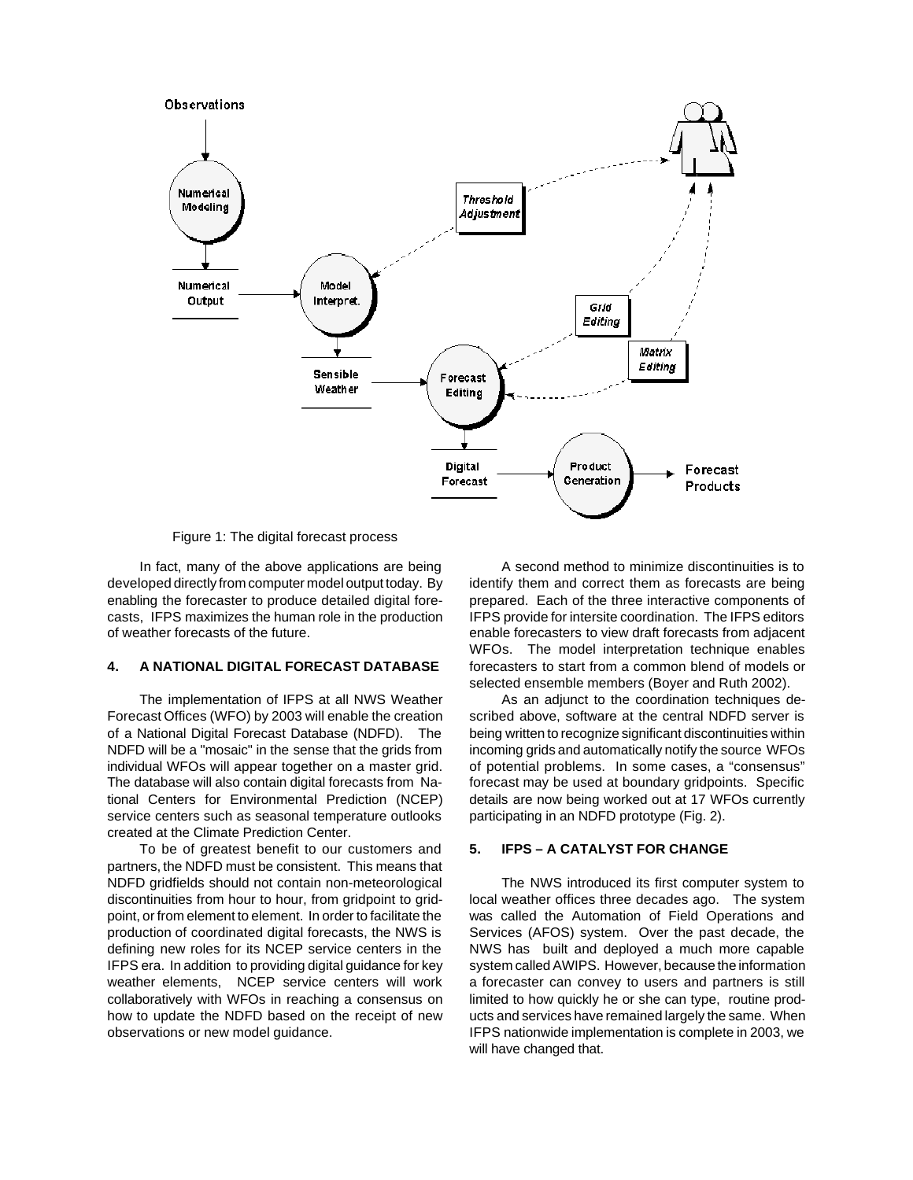Figure 1: The digital forecast process

In fact, many of the above applications are being developed directly from computer model output today. By enabling the forecaster to produce detailed digital forecasts, IFPS maximizes the human role in the production of weather forecasts of the future.

## 4. A NATIONAL DIGITAL FORECAST DATABASE

The implementation of IFPS at all NWS Weather Forecast Offices (WFO) by 2003 will enable the creation of a National Digital Forecast Database (NDFD). The NDFD will be a "mosaic" in the sense that the grids from individual WFOs will appear together on a master grid. The database will also contain digital forecasts from National Centers for Environmental Prediction (NCEP) service centers such as seasonal temperature outlooks created at the Climate Prediction Center.

To be of greatest benefit to our customers and partners, the NDFD must be consistent. This means that NDFD gridfields should not contain non-meteorological discontinuities from hour to hour, from gridpoint to gridpoint, or from element to element. In order to facilitate the production of coordinated digital forecasts, the NWS is defining new roles for its NCEP service centers in the IFPS era. In addition to providing digital guidance for key weather elements, NCEP service centers will work collaboratively with WFOs in reaching a consensus on how to update the NDFD based on the receipt of new observations or new model guidance.

A second method to minimize discontinuities is to identify them and correct them as forecasts are being prepared. Each of the three interactive components of IFPS provide for intersite coordination. The IFPS editors enable forecasters to view draft forecasts from adjacent WFOs. The model interpretation technique enables forecasters to start from a common blend of models or selected ensemble members (Boyer and Ruth 2002).

As an adjunct to the coordination techniques described above, software at the central NDFD server is being written to recognize significant discontinuities within incoming grids and automatically notify the source WFOs of potential problems. In some cases, a "consensus" forecast may be used at boundary gridpoints. Specific details are now being worked out at 17 WFOs currently participating in an NDFD prototype (Fig. 2).

## 5. IFPS – A CATALYST FOR CHANGE

The NWS introduced its first computer system to local weather offices three decades ago. The system was called the Automation of Field Operations and Services (AFOS) system. Over the past decade, the NWS has built and deployed a much more capable system called AWIPS. However, because the information a forecaster can convey to users and partners is still limited to how quickly he or she can type, routine products and services have remained largely the same. When IFPS nationwide implementation is complete in 2003, we will have changed that.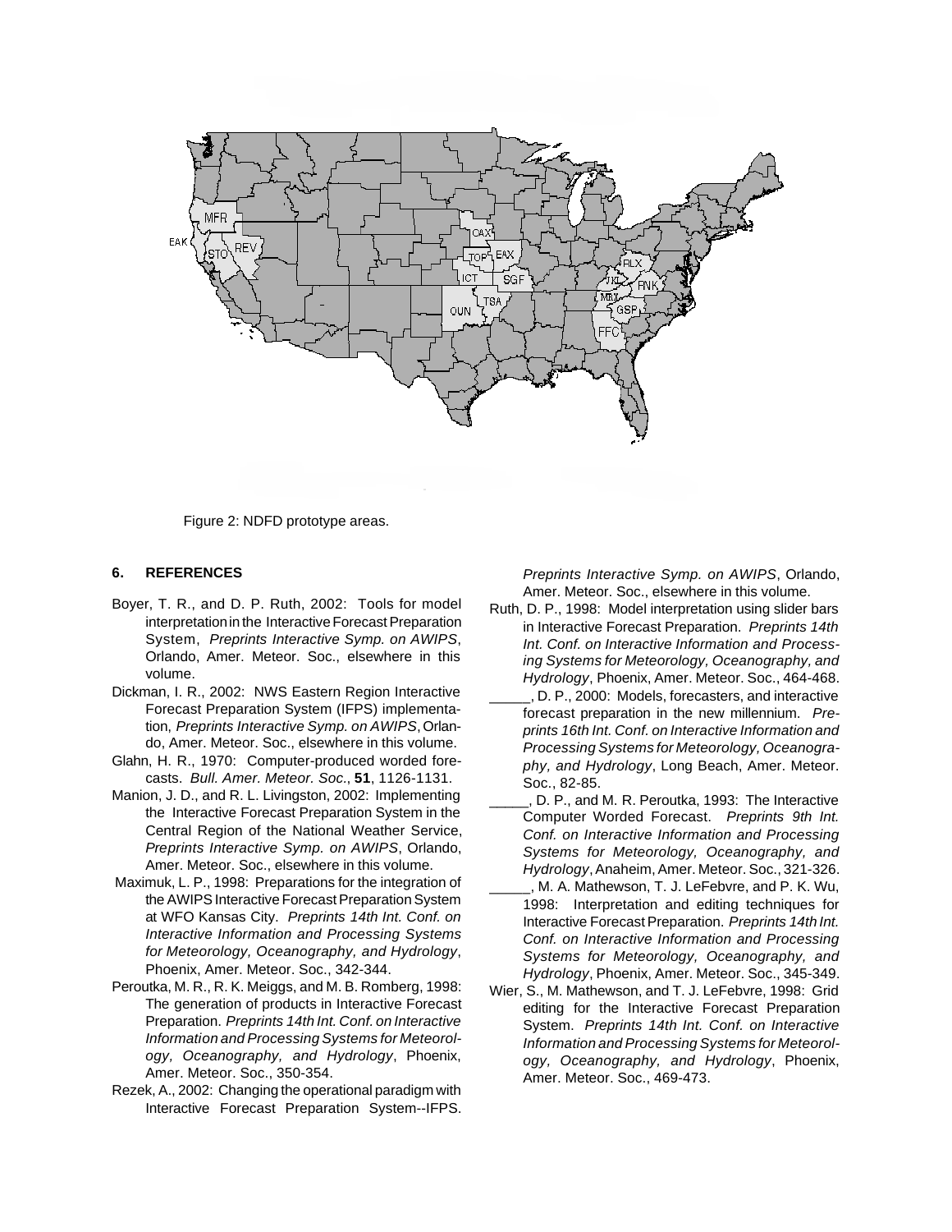MFR
EAK
STO
REV
OAX
TOP
EAX
ICT
SGF
TSA
OUN
RLX
JKL
RNK
MRX
GSP
FFC

Figure 2: NDFD prototype areas.

## 6. REFERENCES

Boyer, T. R., and D. P. Ruth, 2002: Tools for model interpretation in the Interactive Forecast Preparation System, *Preprints Interactive Symp. on AWIPS*, Orlando, Amer. Meteor. Soc., elsewhere in this volume.

Dickman, I. R., 2002: NWS Eastern Region Interactive Forecast Preparation System (IFPS) implementation, *Preprints Interactive Symp. on AWIPS*, Orlando, Amer. Meteor. Soc., elsewhere in this volume.

Glahn, H. R., 1970: Computer-produced worded forecasts. *Bull. Amer. Meteor. Soc.*, **51**, 1126-1131.

Manion, J. D., and R. L. Livingston, 2002: Implementing the Interactive Forecast Preparation System in the Central Region of the National Weather Service, *Preprints Interactive Symp. on AWIPS*, Orlando, Amer. Meteor. Soc., elsewhere in this volume.

Maximuk, L. P., 1998: Preparations for the integration of the AWIPS Interactive Forecast Preparation System at WFO Kansas City. *Preprints 14th Int. Conf. on Interactive Information and Processing Systems for Meteorology, Oceanography, and Hydrology*, Phoenix, Amer. Meteor. Soc., 342-344.

Peroutka, M. R., R. K. Meiggs, and M. B. Romberg, 1998: The generation of products in Interactive Forecast Preparation. *Preprints 14th Int. Conf. on Interactive Information and Processing Systems for Meteorology, Oceanography, and Hydrology*, Phoenix, Amer. Meteor. Soc., 350-354.

Rezek, A., 2002: Changing the operational paradigm with Interactive Forecast Preparation System--IFPS. *Preprints Interactive Symp. on AWIPS*, Orlando, Amer. Meteor. Soc., elsewhere in this volume.

Ruth, D. P., 1998: Model interpretation using slider bars in Interactive Forecast Preparation. *Preprints 14th Int. Conf. on Interactive Information and Processing Systems for Meteorology, Oceanography, and Hydrology*, Phoenix, Amer. Meteor. Soc., 464-468.

_____, D. P., 2000: Models, forecasters, and interactive forecast preparation in the new millennium. *Preprints 16th Int. Conf. on Interactive Information and Processing Systems for Meteorology, Oceanography, and Hydrology*, Long Beach, Amer. Meteor. Soc., 82-85.

_____, D. P., and M. R. Peroutka, 1993: The Interactive Computer Worded Forecast. *Preprints 9th Int. Conf. on Interactive Information and Processing Systems for Meteorology, Oceanography, and Hydrology*, Anaheim, Amer. Meteor. Soc., 321-326.

_____, M. A. Mathewson, T. J. LeFebvre, and P. K. Wu, 1998: Interpretation and editing techniques for Interactive Forecast Preparation. *Preprints 14th Int. Conf. on Interactive Information and Processing Systems for Meteorology, Oceanography, and Hydrology*, Phoenix, Amer. Meteor. Soc., 345-349.

Wier, S., M. Mathewson, and T. J. LeFebvre, 1998: Grid editing for the Interactive Forecast Preparation System. *Preprints 14th Int. Conf. on Interactive Information and Processing Systems for Meteorology, Oceanography, and Hydrology*, Phoenix, Amer. Meteor. Soc., 469-473.